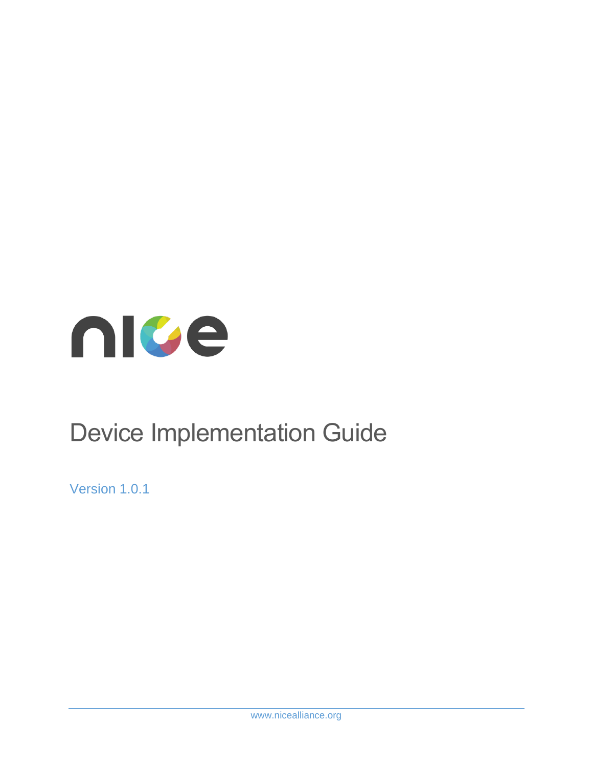nice

# Device Implementation Guide

Version 1.0.1

www.nicealliance.org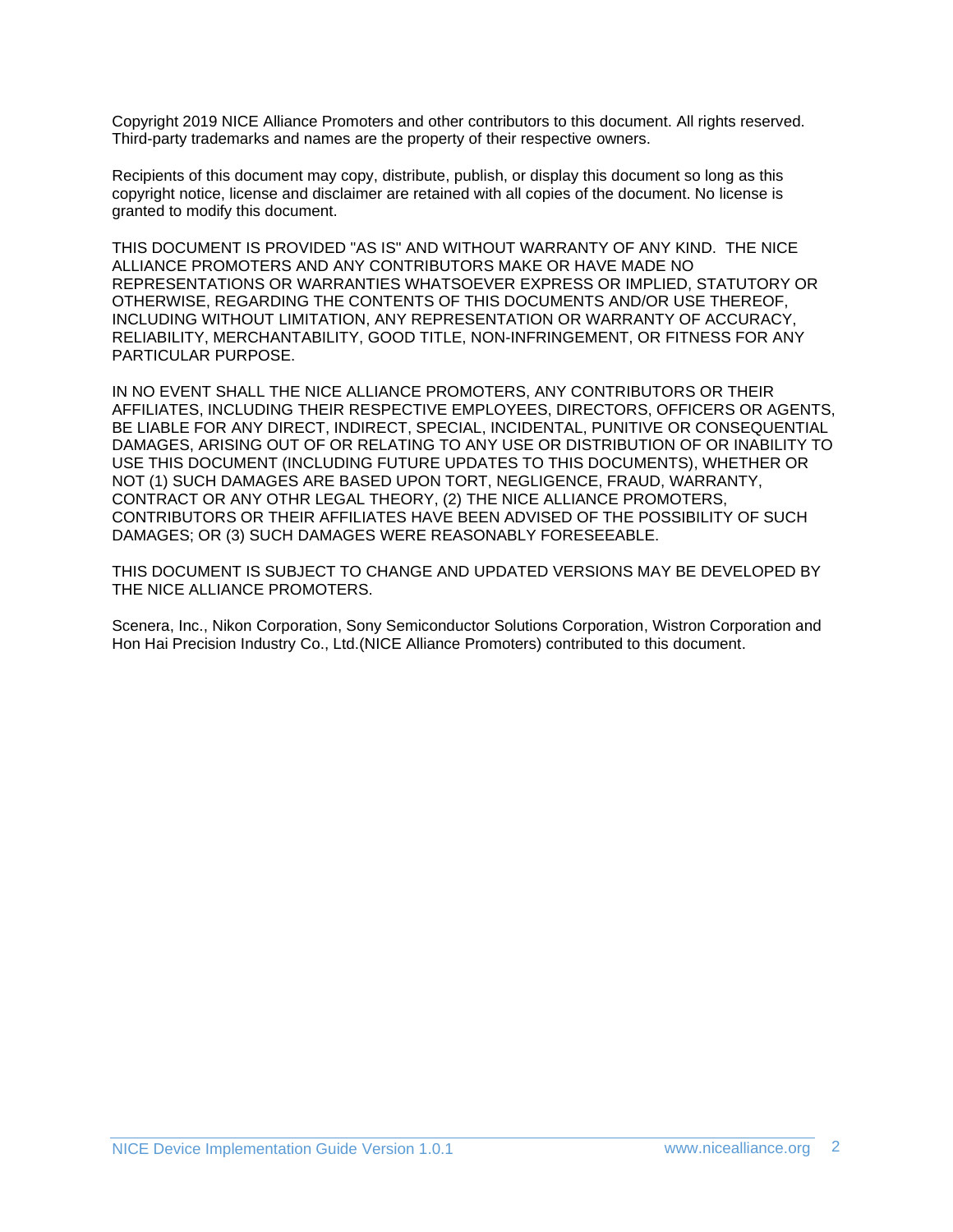Copyright 2019 NICE Alliance Promoters and other contributors to this document. All rights reserved. Third-party trademarks and names are the property of their respective owners.

Recipients of this document may copy, distribute, publish, or display this document so long as this copyright notice, license and disclaimer are retained with all copies of the document. No license is granted to modify this document.

THIS DOCUMENT IS PROVIDED "AS IS" AND WITHOUT WARRANTY OF ANY KIND. THE NICE ALLIANCE PROMOTERS AND ANY CONTRIBUTORS MAKE OR HAVE MADE NO REPRESENTATIONS OR WARRANTIES WHATSOEVER EXPRESS OR IMPLIED, STATUTORY OR OTHERWISE, REGARDING THE CONTENTS OF THIS DOCUMENTS AND/OR USE THEREOF, INCLUDING WITHOUT LIMITATION, ANY REPRESENTATION OR WARRANTY OF ACCURACY, RELIABILITY, MERCHANTABILITY, GOOD TITLE, NON-INFRINGEMENT, OR FITNESS FOR ANY PARTICULAR PURPOSE.

IN NO EVENT SHALL THE NICE ALLIANCE PROMOTERS, ANY CONTRIBUTORS OR THEIR AFFILIATES, INCLUDING THEIR RESPECTIVE EMPLOYEES, DIRECTORS, OFFICERS OR AGENTS, BE LIABLE FOR ANY DIRECT, INDIRECT, SPECIAL, INCIDENTAL, PUNITIVE OR CONSEQUENTIAL DAMAGES, ARISING OUT OF OR RELATING TO ANY USE OR DISTRIBUTION OF OR INABILITY TO USE THIS DOCUMENT (INCLUDING FUTURE UPDATES TO THIS DOCUMENTS), WHETHER OR NOT (1) SUCH DAMAGES ARE BASED UPON TORT, NEGLIGENCE, FRAUD, WARRANTY, CONTRACT OR ANY OTHR LEGAL THEORY, (2) THE NICE ALLIANCE PROMOTERS, CONTRIBUTORS OR THEIR AFFILIATES HAVE BEEN ADVISED OF THE POSSIBILITY OF SUCH DAMAGES; OR (3) SUCH DAMAGES WERE REASONABLY FORESEEABLE.

THIS DOCUMENT IS SUBJECT TO CHANGE AND UPDATED VERSIONS MAY BE DEVELOPED BY THE NICE ALLIANCE PROMOTERS.

Scenera, Inc., Nikon Corporation, Sony Semiconductor Solutions Corporation, Wistron Corporation and Hon Hai Precision Industry Co., Ltd.(NICE Alliance Promoters) contributed to this document.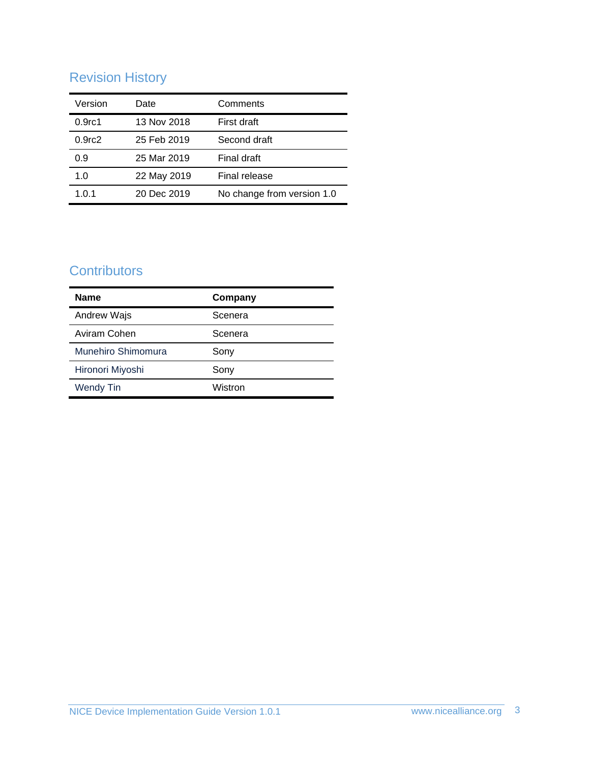## Revision History

| Version | Date | Comments |
|---|---|---|
| 0.9rc1 | 13 Nov 2018 | First draft |
| 0.9rc2 | 25 Feb 2019 | Second draft |
| 0.9 | 25 Mar 2019 | Final draft |
| 1.0 | 22 May 2019 | Final release |
| 1.0.1 | 20 Dec 2019 | No change from version 1.0 |

## Contributors

| **Name** | **Company** |
|---|---|
| Andrew Wajs | Scenera |
| Aviram Cohen | Scenera |
| Munehiro Shimomura | Sony |
| Hironori Miyoshi | Sony |
| Wendy Tin | Wistron |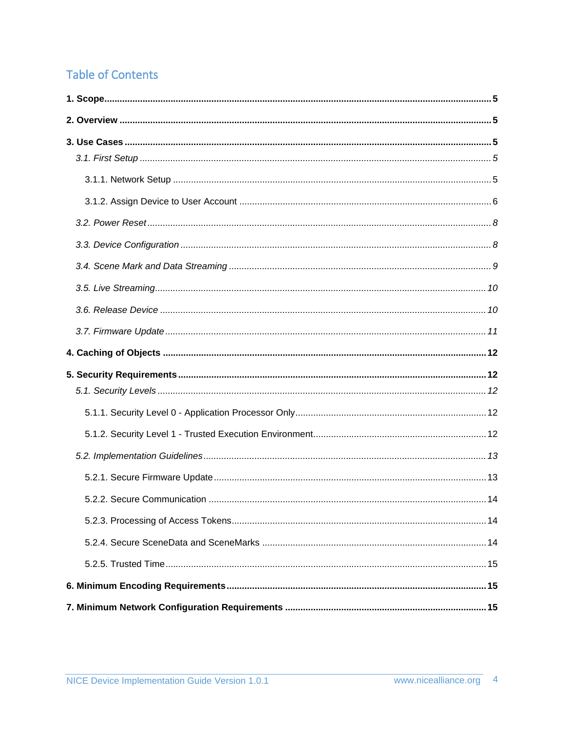## Table of Contents

**1. Scope** ..... **5**

**2. Overview** ..... **5**

**3. Use Cases** ..... **5**

- *3.1. First Setup* ..... *5*
  - 3.1.1. Network Setup ..... 5
  - 3.1.2. Assign Device to User Account ..... 6
- *3.2. Power Reset* ..... *8*
- *3.3. Device Configuration* ..... *8*
- *3.4. Scene Mark and Data Streaming* ..... *9*
- *3.5. Live Streaming* ..... *10*
- *3.6. Release Device* ..... *10*
- *3.7. Firmware Update* ..... *11*

**4. Caching of Objects** ..... **12**

**5. Security Requirements** ..... **12**

- *5.1. Security Levels* ..... *12*
  - 5.1.1. Security Level 0 - Application Processor Only ..... 12
  - 5.1.2. Security Level 1 - Trusted Execution Environment ..... 12
- *5.2. Implementation Guidelines* ..... *13*
  - 5.2.1. Secure Firmware Update ..... 13
  - 5.2.2. Secure Communication ..... 14
  - 5.2.3. Processing of Access Tokens ..... 14
  - 5.2.4. Secure SceneData and SceneMarks ..... 14
  - 5.2.5. Trusted Time ..... 15

**6. Minimum Encoding Requirements** ..... **15**

**7. Minimum Network Configuration Requirements** ..... **15**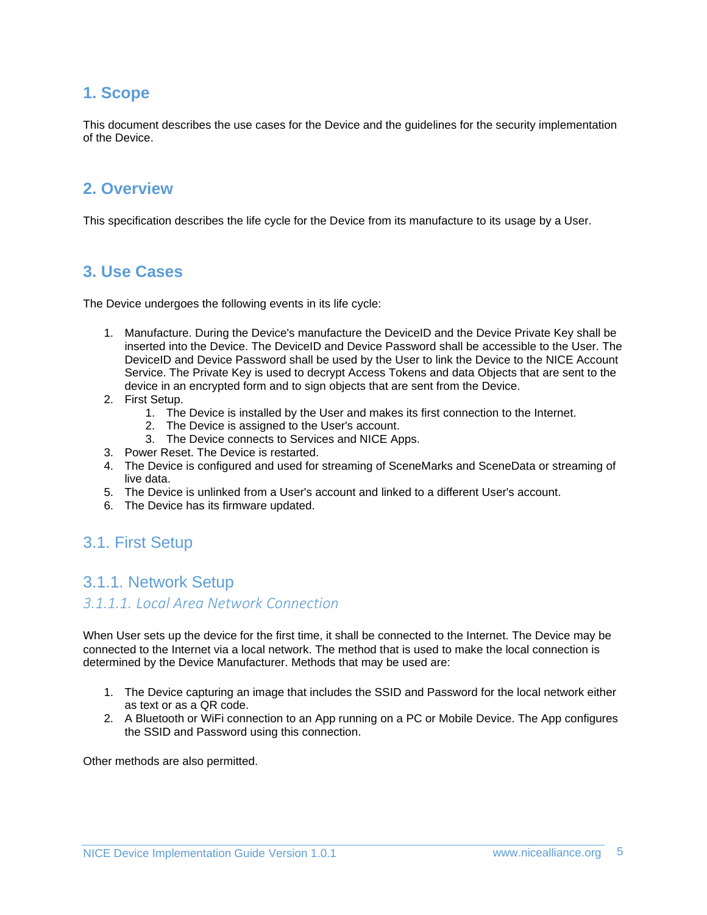# 1. Scope

This document describes the use cases for the Device and the guidelines for the security implementation of the Device.

# 2. Overview

This specification describes the life cycle for the Device from its manufacture to its usage by a User.

# 3. Use Cases

The Device undergoes the following events in its life cycle:

1. Manufacture. During the Device's manufacture the DeviceID and the Device Private Key shall be inserted into the Device. The DeviceID and Device Password shall be accessible to the User. The DeviceID and Device Password shall be used by the User to link the Device to the NICE Account Service. The Private Key is used to decrypt Access Tokens and data Objects that are sent to the device in an encrypted form and to sign objects that are sent from the Device.
2. First Setup.
   1. The Device is installed by the User and makes its first connection to the Internet.
   2. The Device is assigned to the User's account.
   3. The Device connects to Services and NICE Apps.
3. Power Reset. The Device is restarted.
4. The Device is configured and used for streaming of SceneMarks and SceneData or streaming of live data.
5. The Device is unlinked from a User's account and linked to a different User's account.
6. The Device has its firmware updated.

## 3.1. First Setup

### 3.1.1. Network Setup

#### *3.1.1.1. Local Area Network Connection*

When User sets up the device for the first time, it shall be connected to the Internet. The Device may be connected to the Internet via a local network. The method that is used to make the local connection is determined by the Device Manufacturer. Methods that may be used are:

1. The Device capturing an image that includes the SSID and Password for the local network either as text or as a QR code.
2. A Bluetooth or WiFi connection to an App running on a PC or Mobile Device. The App configures the SSID and Password using this connection.

Other methods are also permitted.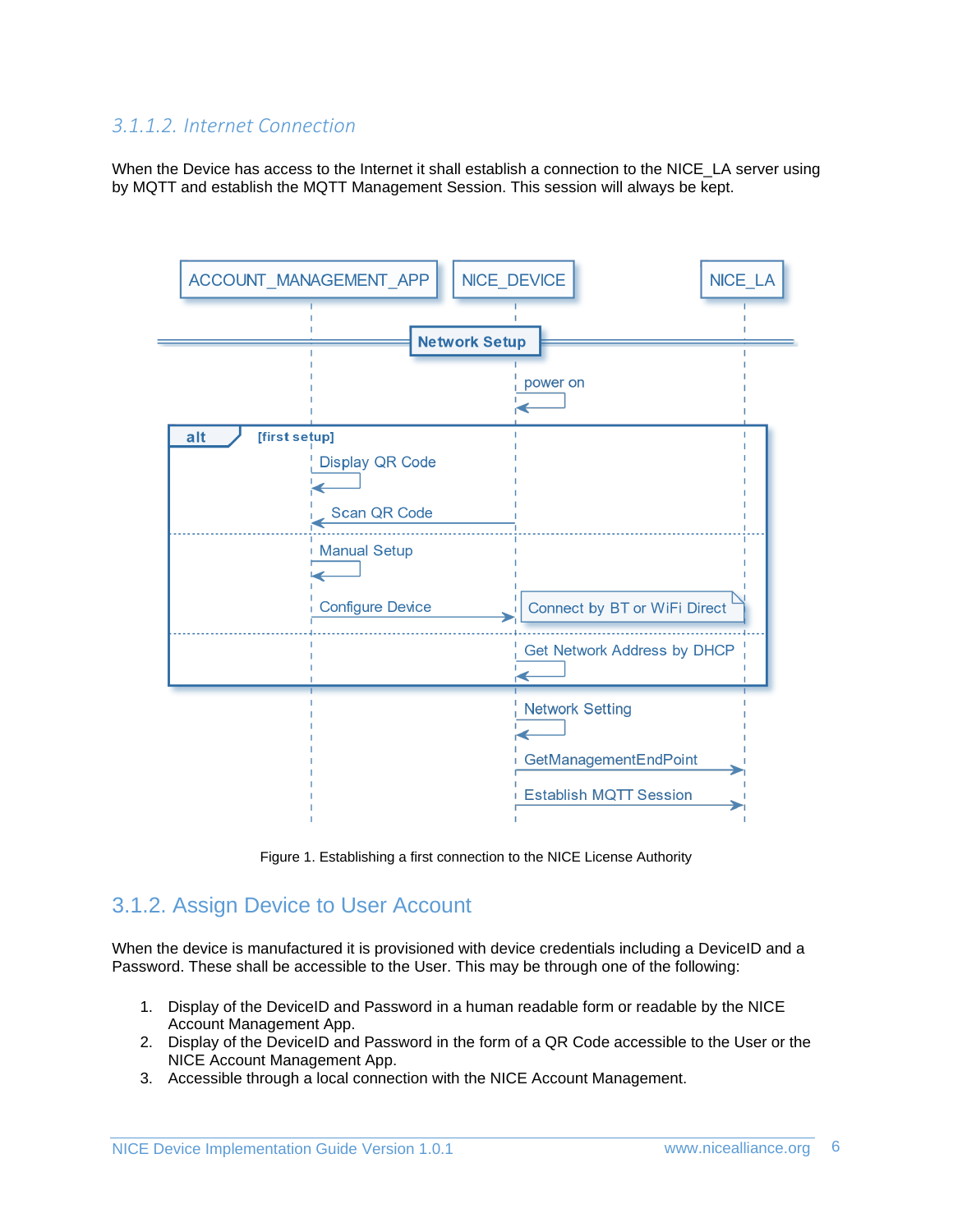#### 3.1.1.2. Internet Connection

When the Device has access to the Internet it shall establish a connection to the NICE_LA server using by MQTT and establish the MQTT Management Session. This session will always be kept.

Figure 1. Establishing a first connection to the NICE License Authority

### 3.1.2. Assign Device to User Account

When the device is manufactured it is provisioned with device credentials including a DeviceID and a Password. These shall be accessible to the User. This may be through one of the following:

1. Display of the DeviceID and Password in a human readable form or readable by the NICE Account Management App.
2. Display of the DeviceID and Password in the form of a QR Code accessible to the User or the NICE Account Management App.
3. Accessible through a local connection with the NICE Account Management.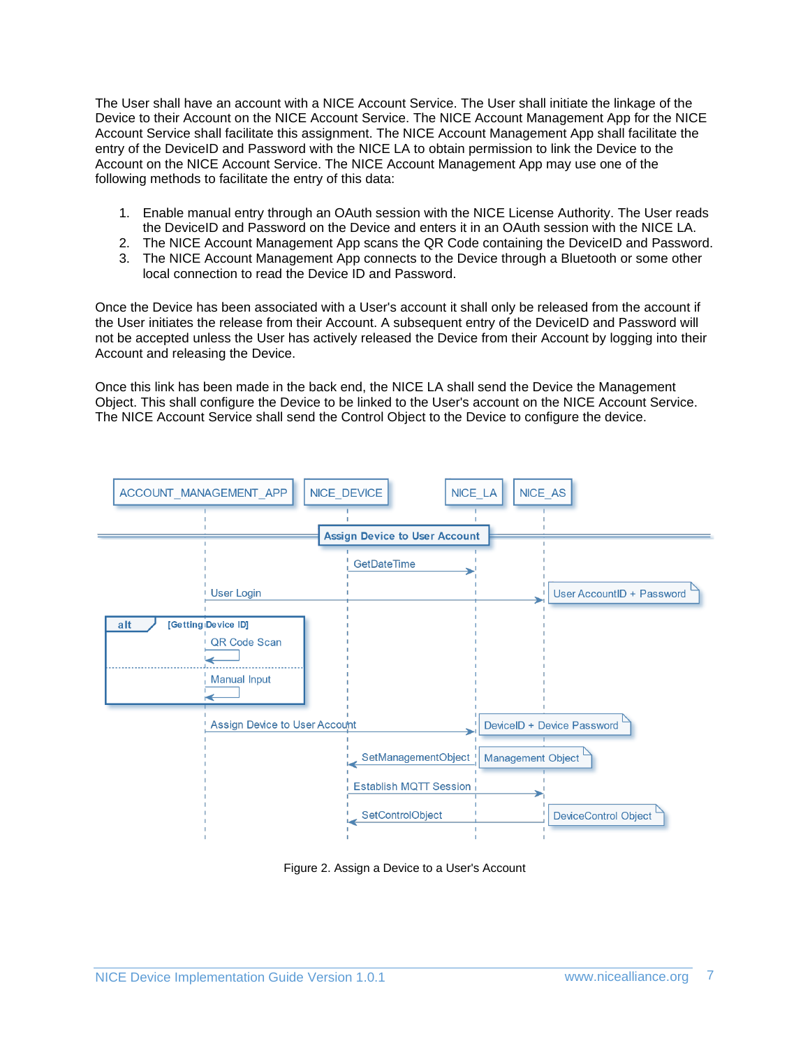The User shall have an account with a NICE Account Service. The User shall initiate the linkage of the Device to their Account on the NICE Account Service. The NICE Account Management App for the NICE Account Service shall facilitate this assignment. The NICE Account Management App shall facilitate the entry of the DeviceID and Password with the NICE LA to obtain permission to link the Device to the Account on the NICE Account Service. The NICE Account Management App may use one of the following methods to facilitate the entry of this data:

1. Enable manual entry through an OAuth session with the NICE License Authority. The User reads the DeviceID and Password on the Device and enters it in an OAuth session with the NICE LA.
2. The NICE Account Management App scans the QR Code containing the DeviceID and Password.
3. The NICE Account Management App connects to the Device through a Bluetooth or some other local connection to read the Device ID and Password.

Once the Device has been associated with a User's account it shall only be released from the account if the User initiates the release from their Account. A subsequent entry of the DeviceID and Password will not be accepted unless the User has actively released the Device from their Account by logging into their Account and releasing the Device.

Once this link has been made in the back end, the NICE LA shall send the Device the Management Object. This shall configure the Device to be linked to the User's account on the NICE Account Service. The NICE Account Service shall send the Control Object to the Device to configure the device.

ACCOUNT_MANAGEMENT_APP | NICE_DEVICE | NICE_LA | NICE_AS

**Assign Device to User Account**

- NICE_DEVICE → NICE_LA: GetDateTime
- ACCOUNT_MANAGEMENT_APP → NICE_AS: User Login (User AccountID + Password)
- alt [Getting Device ID]
  - QR Code Scan
  - Manual Input
- ACCOUNT_MANAGEMENT_APP → NICE_LA: Assign Device to User Account (DeviceID + Device Password)
- NICE_LA → NICE_DEVICE: SetManagementObject (Management Object)
- NICE_DEVICE → NICE_AS: Establish MQTT Session
- NICE_AS → NICE_DEVICE: SetControlObject (DeviceControl Object)

Figure 2. Assign a Device to a User's Account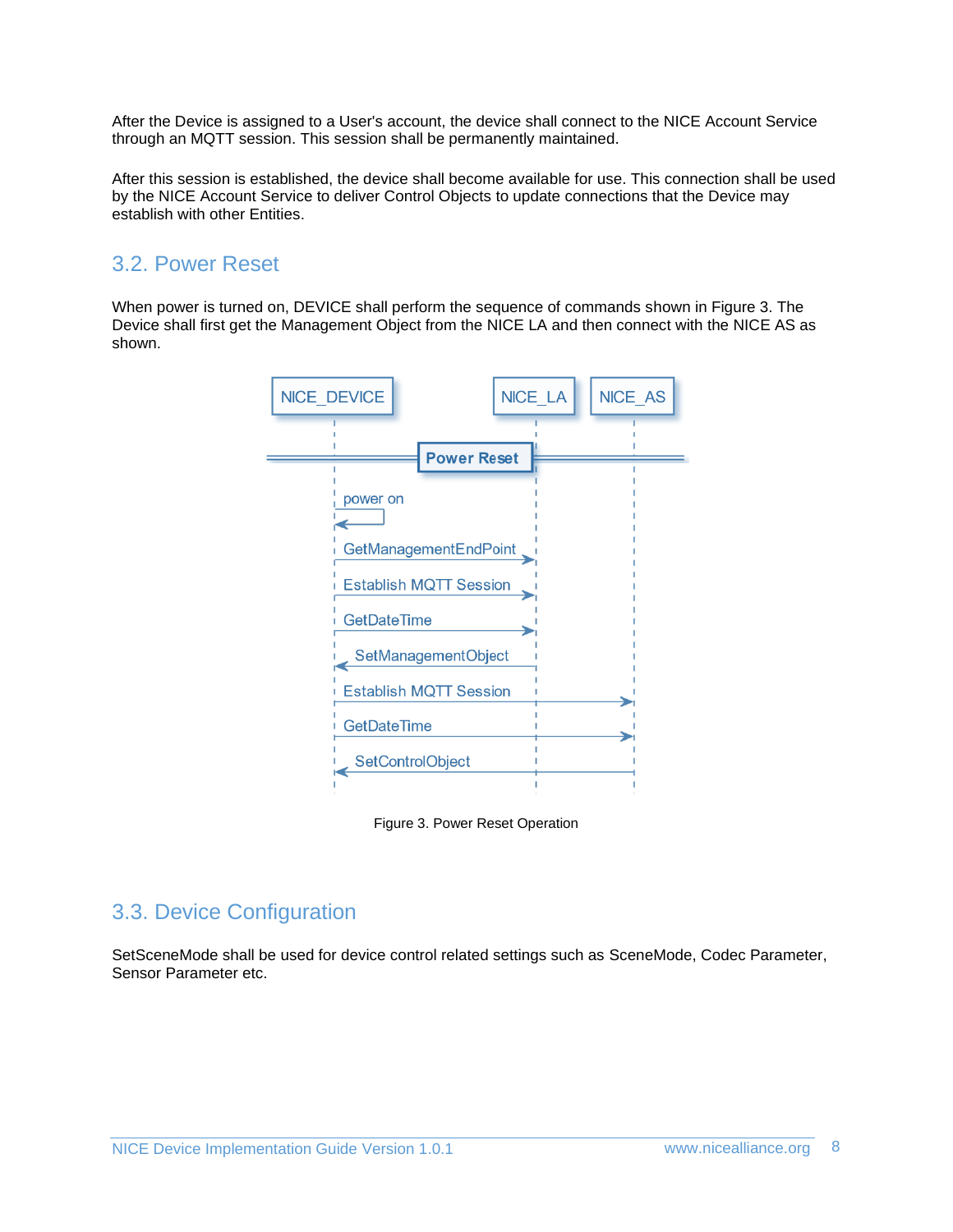After the Device is assigned to a User's account, the device shall connect to the NICE Account Service through an MQTT session. This session shall be permanently maintained.

After this session is established, the device shall become available for use. This connection shall be used by the NICE Account Service to deliver Control Objects to update connections that the Device may establish with other Entities.

## 3.2. Power Reset

When power is turned on, DEVICE shall perform the sequence of commands shown in Figure 3. The Device shall first get the Management Object from the NICE LA and then connect with the NICE AS as shown.

NICE_DEVICE NICE_LA NICE_AS

Power Reset

power on

GetManagementEndPoint

Establish MQTT Session

GetDateTime

SetManagementObject

Establish MQTT Session

GetDateTime

SetControlObject

Figure 3. Power Reset Operation

## 3.3. Device Configuration

SetSceneMode shall be used for device control related settings such as SceneMode, Codec Parameter, Sensor Parameter etc.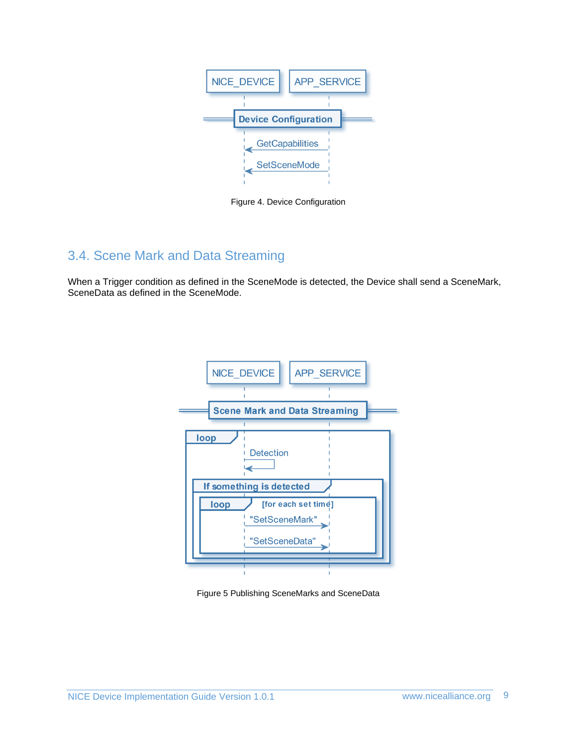Figure 4. Device Configuration

## 3.4. Scene Mark and Data Streaming

When a Trigger condition as defined in the SceneMode is detected, the Device shall send a SceneMark, SceneData as defined in the SceneMode.

Figure 5 Publishing SceneMarks and SceneData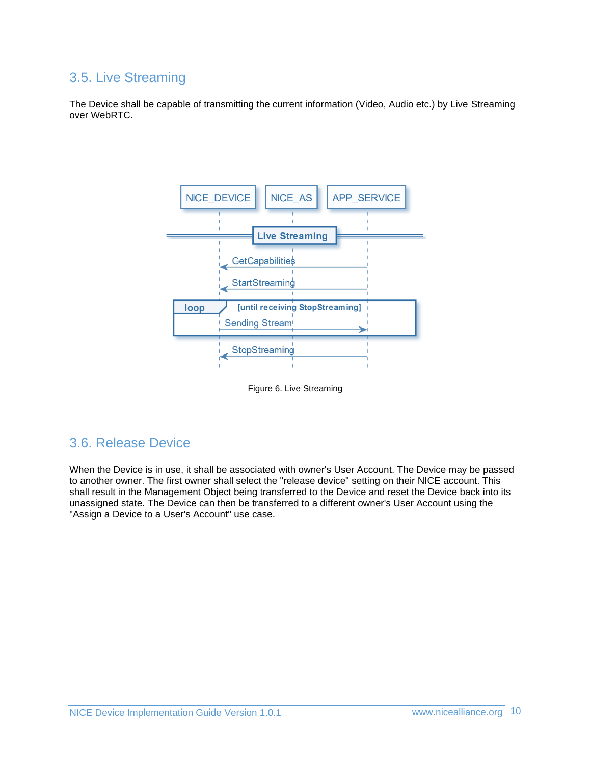## 3.5. Live Streaming

The Device shall be capable of transmitting the current information (Video, Audio etc.) by Live Streaming over WebRTC.

Figure 6. Live Streaming

## 3.6. Release Device

When the Device is in use, it shall be associated with owner's User Account. The Device may be passed to another owner. The first owner shall select the "release device" setting on their NICE account. This shall result in the Management Object being transferred to the Device and reset the Device back into its unassigned state. The Device can then be transferred to a different owner's User Account using the "Assign a Device to a User's Account" use case.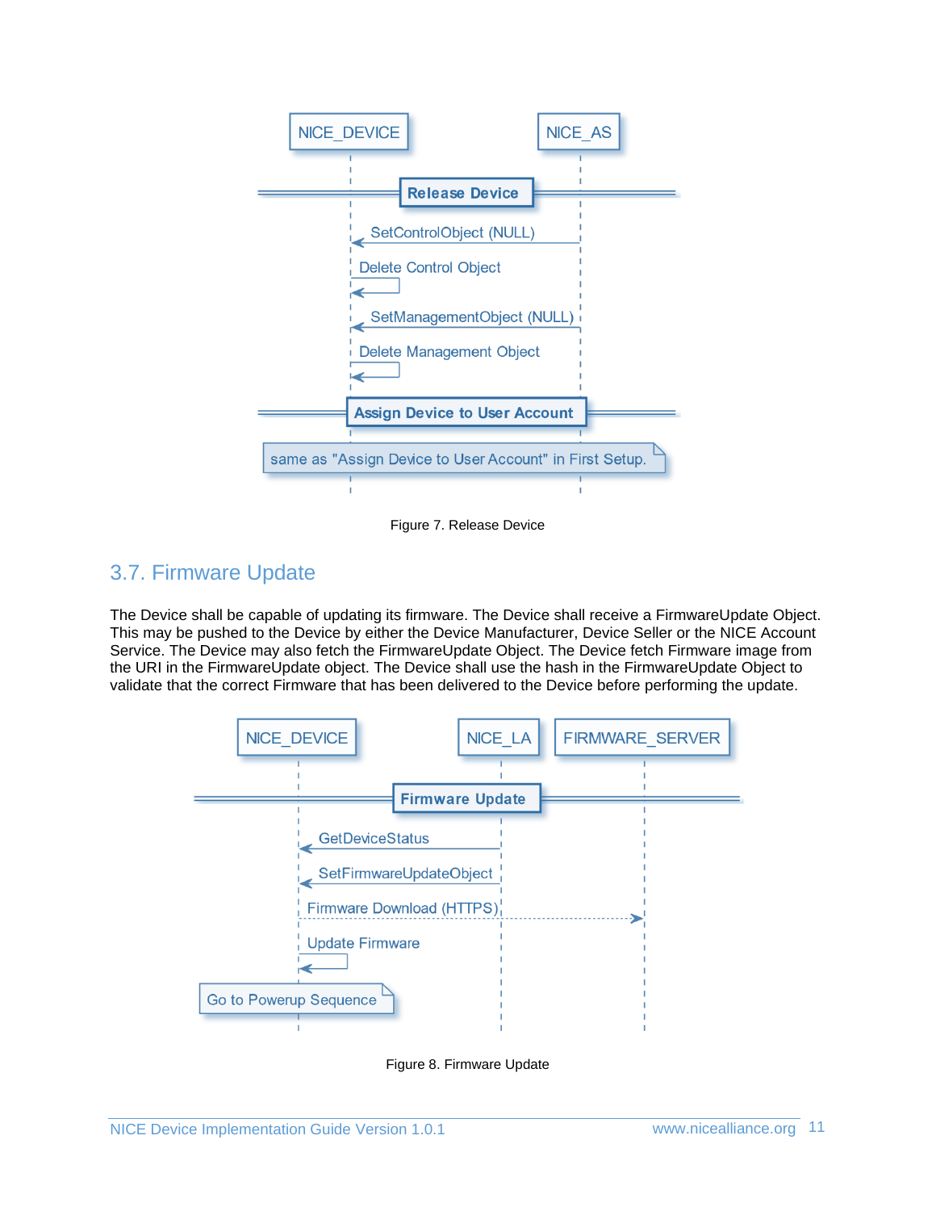NICE_DEVICE | NICE_AS

**Release Device**

SetControlObject (NULL)

Delete Control Object

SetManagementObject (NULL)

Delete Management Object

**Assign Device to User Account**

same as "Assign Device to User Account" in First Setup.

Figure 7. Release Device

## 3.7. Firmware Update

The Device shall be capable of updating its firmware. The Device shall receive a FirmwareUpdate Object. This may be pushed to the Device by either the Device Manufacturer, Device Seller or the NICE Account Service. The Device may also fetch the FirmwareUpdate Object. The Device fetch Firmware image from the URI in the FirmwareUpdate object. The Device shall use the hash in the FirmwareUpdate Object to validate that the correct Firmware that has been delivered to the Device before performing the update.

NICE_DEVICE | NICE_LA | FIRMWARE_SERVER

**Firmware Update**

GetDeviceStatus

SetFirmwareUpdateObject

Firmware Download (HTTPS)

Update Firmware

Go to Powerup Sequence

Figure 8. Firmware Update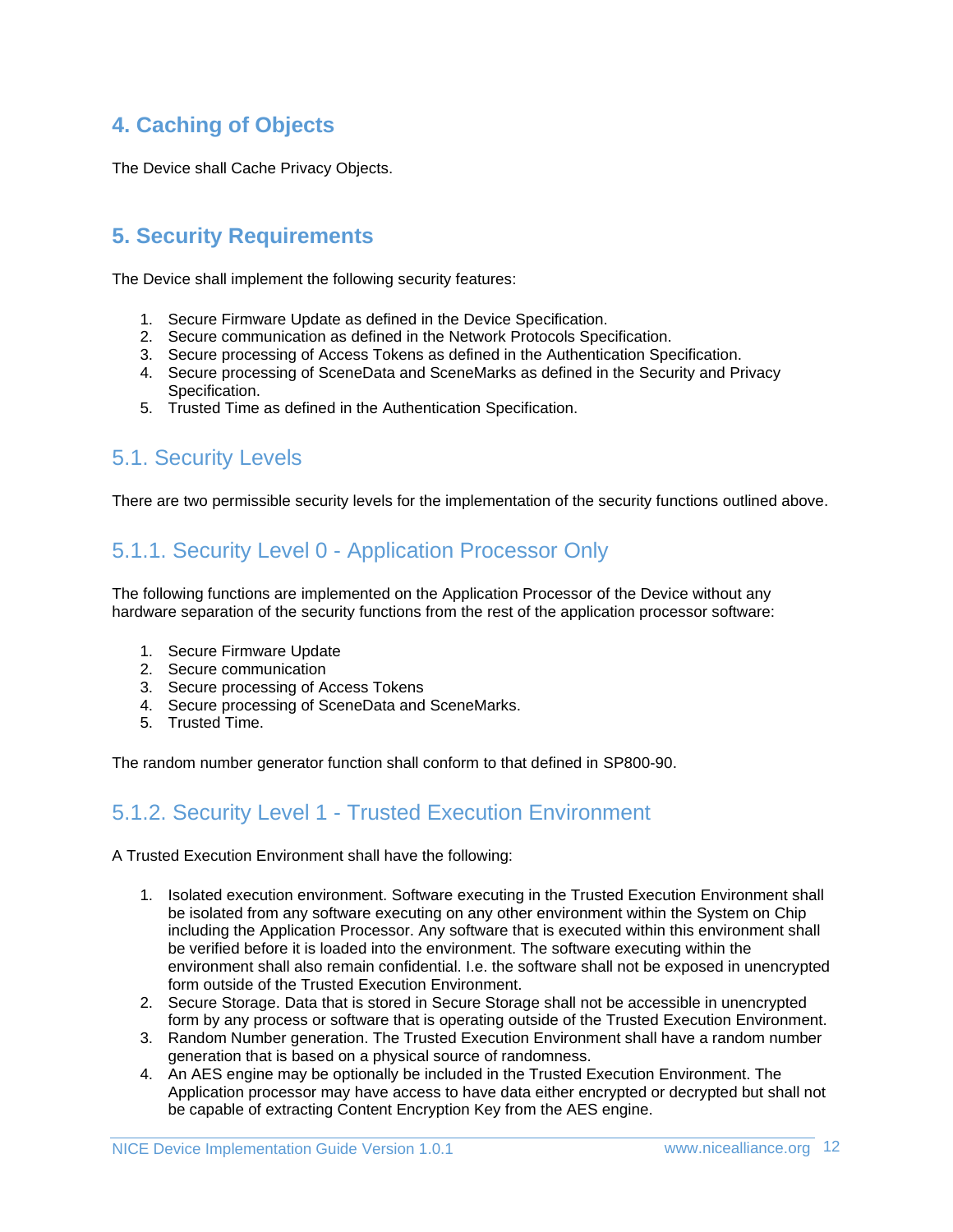# 4. Caching of Objects

The Device shall Cache Privacy Objects.

# 5. Security Requirements

The Device shall implement the following security features:

1. Secure Firmware Update as defined in the Device Specification.
2. Secure communication as defined in the Network Protocols Specification.
3. Secure processing of Access Tokens as defined in the Authentication Specification.
4. Secure processing of SceneData and SceneMarks as defined in the Security and Privacy Specification.
5. Trusted Time as defined in the Authentication Specification.

## 5.1. Security Levels

There are two permissible security levels for the implementation of the security functions outlined above.

### 5.1.1. Security Level 0 - Application Processor Only

The following functions are implemented on the Application Processor of the Device without any hardware separation of the security functions from the rest of the application processor software:

1. Secure Firmware Update
2. Secure communication
3. Secure processing of Access Tokens
4. Secure processing of SceneData and SceneMarks.
5. Trusted Time.

The random number generator function shall conform to that defined in SP800-90.

### 5.1.2. Security Level 1 - Trusted Execution Environment

A Trusted Execution Environment shall have the following:

1. Isolated execution environment. Software executing in the Trusted Execution Environment shall be isolated from any software executing on any other environment within the System on Chip including the Application Processor. Any software that is executed within this environment shall be verified before it is loaded into the environment. The software executing within the environment shall also remain confidential. I.e. the software shall not be exposed in unencrypted form outside of the Trusted Execution Environment.
2. Secure Storage. Data that is stored in Secure Storage shall not be accessible in unencrypted form by any process or software that is operating outside of the Trusted Execution Environment.
3. Random Number generation. The Trusted Execution Environment shall have a random number generation that is based on a physical source of randomness.
4. An AES engine may be optionally be included in the Trusted Execution Environment. The Application processor may have access to have data either encrypted or decrypted but shall not be capable of extracting Content Encryption Key from the AES engine.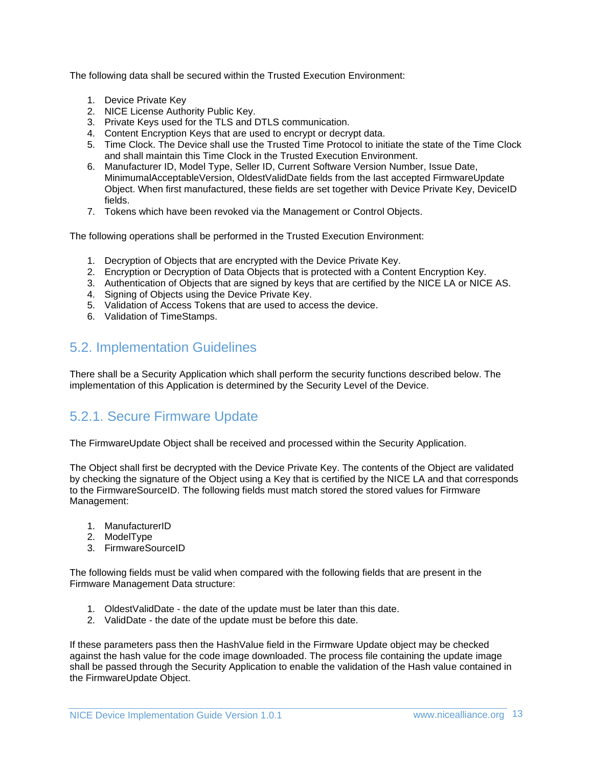The following data shall be secured within the Trusted Execution Environment:

1. Device Private Key
2. NICE License Authority Public Key.
3. Private Keys used for the TLS and DTLS communication.
4. Content Encryption Keys that are used to encrypt or decrypt data.
5. Time Clock. The Device shall use the Trusted Time Protocol to initiate the state of the Time Clock and shall maintain this Time Clock in the Trusted Execution Environment.
6. Manufacturer ID, Model Type, Seller ID, Current Software Version Number, Issue Date, MinimumalAcceptableVersion, OldestValidDate fields from the last accepted FirmwareUpdate Object. When first manufactured, these fields are set together with Device Private Key, DeviceID fields.
7. Tokens which have been revoked via the Management or Control Objects.

The following operations shall be performed in the Trusted Execution Environment:

1. Decryption of Objects that are encrypted with the Device Private Key.
2. Encryption or Decryption of Data Objects that is protected with a Content Encryption Key.
3. Authentication of Objects that are signed by keys that are certified by the NICE LA or NICE AS.
4. Signing of Objects using the Device Private Key.
5. Validation of Access Tokens that are used to access the device.
6. Validation of TimeStamps.

## 5.2. Implementation Guidelines

There shall be a Security Application which shall perform the security functions described below. The implementation of this Application is determined by the Security Level of the Device.

### 5.2.1. Secure Firmware Update

The FirmwareUpdate Object shall be received and processed within the Security Application.

The Object shall first be decrypted with the Device Private Key. The contents of the Object are validated by checking the signature of the Object using a Key that is certified by the NICE LA and that corresponds to the FirmwareSourceID. The following fields must match stored the stored values for Firmware Management:

1. ManufacturerID
2. ModelType
3. FirmwareSourceID

The following fields must be valid when compared with the following fields that are present in the Firmware Management Data structure:

1. OldestValidDate - the date of the update must be later than this date.
2. ValidDate - the date of the update must be before this date.

If these parameters pass then the HashValue field in the Firmware Update object may be checked against the hash value for the code image downloaded. The process file containing the update image shall be passed through the Security Application to enable the validation of the Hash value contained in the FirmwareUpdate Object.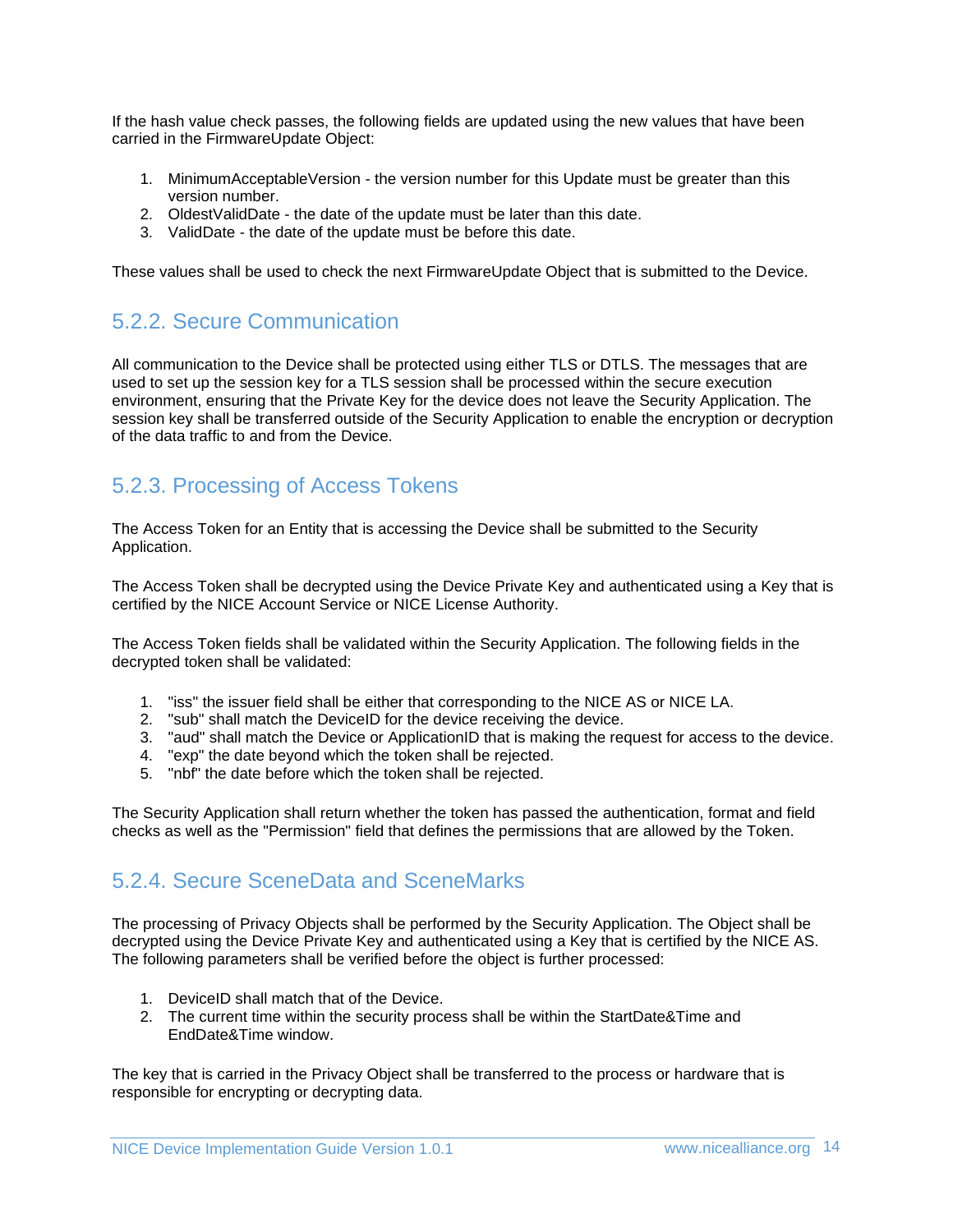If the hash value check passes, the following fields are updated using the new values that have been carried in the FirmwareUpdate Object:

1. MinimumAcceptableVersion - the version number for this Update must be greater than this version number.
2. OldestValidDate - the date of the update must be later than this date.
3. ValidDate - the date of the update must be before this date.

These values shall be used to check the next FirmwareUpdate Object that is submitted to the Device.

### 5.2.2. Secure Communication

All communication to the Device shall be protected using either TLS or DTLS. The messages that are used to set up the session key for a TLS session shall be processed within the secure execution environment, ensuring that the Private Key for the device does not leave the Security Application. The session key shall be transferred outside of the Security Application to enable the encryption or decryption of the data traffic to and from the Device.

### 5.2.3. Processing of Access Tokens

The Access Token for an Entity that is accessing the Device shall be submitted to the Security Application.

The Access Token shall be decrypted using the Device Private Key and authenticated using a Key that is certified by the NICE Account Service or NICE License Authority.

The Access Token fields shall be validated within the Security Application. The following fields in the decrypted token shall be validated:

1. "iss" the issuer field shall be either that corresponding to the NICE AS or NICE LA.
2. "sub" shall match the DeviceID for the device receiving the device.
3. "aud" shall match the Device or ApplicationID that is making the request for access to the device.
4. "exp" the date beyond which the token shall be rejected.
5. "nbf" the date before which the token shall be rejected.

The Security Application shall return whether the token has passed the authentication, format and field checks as well as the "Permission" field that defines the permissions that are allowed by the Token.

### 5.2.4. Secure SceneData and SceneMarks

The processing of Privacy Objects shall be performed by the Security Application. The Object shall be decrypted using the Device Private Key and authenticated using a Key that is certified by the NICE AS. The following parameters shall be verified before the object is further processed:

1. DeviceID shall match that of the Device.
2. The current time within the security process shall be within the StartDate&Time and EndDate&Time window.

The key that is carried in the Privacy Object shall be transferred to the process or hardware that is responsible for encrypting or decrypting data.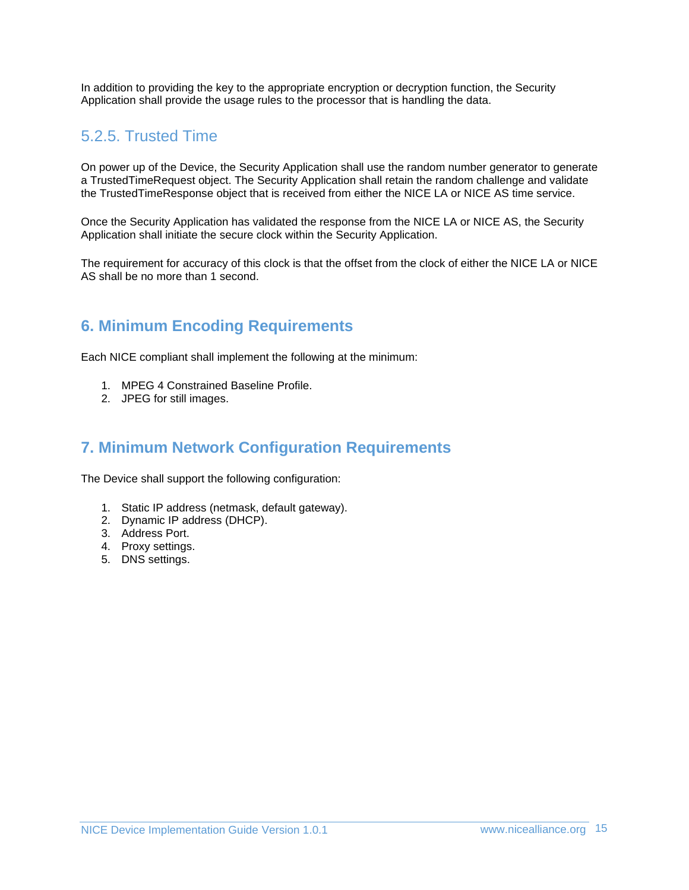In addition to providing the key to the appropriate encryption or decryption function, the Security Application shall provide the usage rules to the processor that is handling the data.

### 5.2.5. Trusted Time

On power up of the Device, the Security Application shall use the random number generator to generate a TrustedTimeRequest object. The Security Application shall retain the random challenge and validate the TrustedTimeResponse object that is received from either the NICE LA or NICE AS time service.

Once the Security Application has validated the response from the NICE LA or NICE AS, the Security Application shall initiate the secure clock within the Security Application.

The requirement for accuracy of this clock is that the offset from the clock of either the NICE LA or NICE AS shall be no more than 1 second.

## 6. Minimum Encoding Requirements

Each NICE compliant shall implement the following at the minimum:

1. MPEG 4 Constrained Baseline Profile.
2. JPEG for still images.

## 7. Minimum Network Configuration Requirements

The Device shall support the following configuration:

1. Static IP address (netmask, default gateway).
2. Dynamic IP address (DHCP).
3. Address Port.
4. Proxy settings.
5. DNS settings.